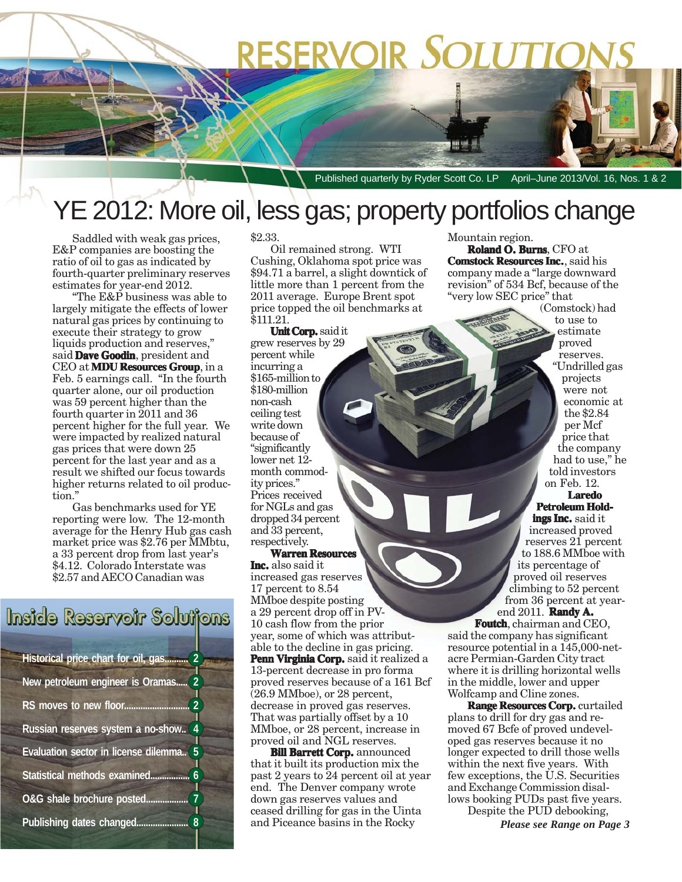# RESERVOIR SOLUTIONS

Published quarterly by Ryder Scott Co. LP    April–June 2013/Vol. 16, Nos. 1 & 2

# YE 2012: More oil, less gas; property portfolios change

Saddled with weak gas prices, E&P companies are boosting the ratio of oil to gas as indicated by fourth-quarter preliminary reserves estimates for year-end 2012.

"The E&P business was able to largely mitigate the effects of lower natural gas prices by continuing to execute their strategy to grow liquids production and reserves," said **Dave Goodin**, president and CEO at **MDU Resources Group**, in a Feb. 5 earnings call. "In the fourth quarter alone, our oil production was 59 percent higher than the fourth quarter in 2011 and 36 percent higher for the full year. We were impacted by realized natural gas prices that were down 25 percent for the last year and as a result we shifted our focus towards higher returns related to oil production."

Gas benchmarks used for YE reporting were low. The 12-month average for the Henry Hub gas cash market price was $2.76 per MMbtu, a 33 percent drop from last year's $4.12. Colorado Interstate was $2.57 and AECO Canadian was $2.33.

Oil remained strong. WTI Cushing, Oklahoma spot price was $94.71 a barrel, a slight downtick of little more than 1 percent from the 2011 average. Europe Brent spot price topped the oil benchmarks at $111.21.

**Unit Corp.** said it grew reserves by 29 percent while incurring a $165-million to $180-million non-cash ceiling test write down because of "significantly lower net 12-month commodity prices." Prices received for NGLs and gas dropped 34 percent and 33 percent, respectively.

**Warren Resources Inc.** also said it increased gas reserves 17 percent to 8.54 MMboe despite posting a 29 percent drop off in PV-10 cash flow from the prior year, some of which was attributable to the decline in gas pricing.

**Penn Virginia Corp.** said it realized a 13-percent decrease in pro forma proved reserves because of a 161 Bcf (26.9 MMboe), or 28 percent, decrease in proved gas reserves. That was partially offset by a 10 MMboe, or 28 percent, increase in proved oil and NGL reserves.

**Bill Barrett Corp.** announced that it built its production mix the past 2 years to 24 percent oil at year end. The Denver company wrote down gas reserves values and ceased drilling for gas in the Uinta and Piceance basins in the Rocky Mountain region.

**Roland O. Burns**, CFO at **Comstock Resources Inc.**, said his company made a "large downward revision" of 534 Bcf, because of the "very low SEC price" that (Comstock) had to use to estimate proved reserves. "Undrilled gas projects were not economic at the $2.84 per Mcf price that the company had to use," he told investors on Feb. 12.

**Laredo Petroleum Holdings Inc.** said it increased proved reserves 21 percent to 188.6 MMboe with its percentage of proved oil reserves climbing to 52 percent from 36 percent at year-end 2011. **Randy A. Foutch**, chairman and CEO, said the company has significant resource potential in a 145,000-net-acre Permian-Garden City tract where it is drilling horizontal wells in the middle, lower and upper Wolfcamp and Cline zones.

**Range Resources Corp.** curtailed plans to drill for dry gas and removed 67 Bcfe of proved undeveloped gas reserves because it no longer expected to drill those wells within the next five years. With few exceptions, the U.S. Securities and Exchange Commission disallows booking PUDs past five years.

Despite the PUD debooking,

*Please see Range on Page 3*

## Inside Reservoir Solutions

- Historical price chart for oil, gas.......... 2
- New petroleum engineer is Oramas..... 2
- RS moves to new floor............................ 2
- Russian reserves system a no-show.. 4
- Evaluation sector in license dilemma.. 5
- Statistical methods examined................. 6
- O&G shale brochure posted................... 7
- Publishing dates changed...................... 8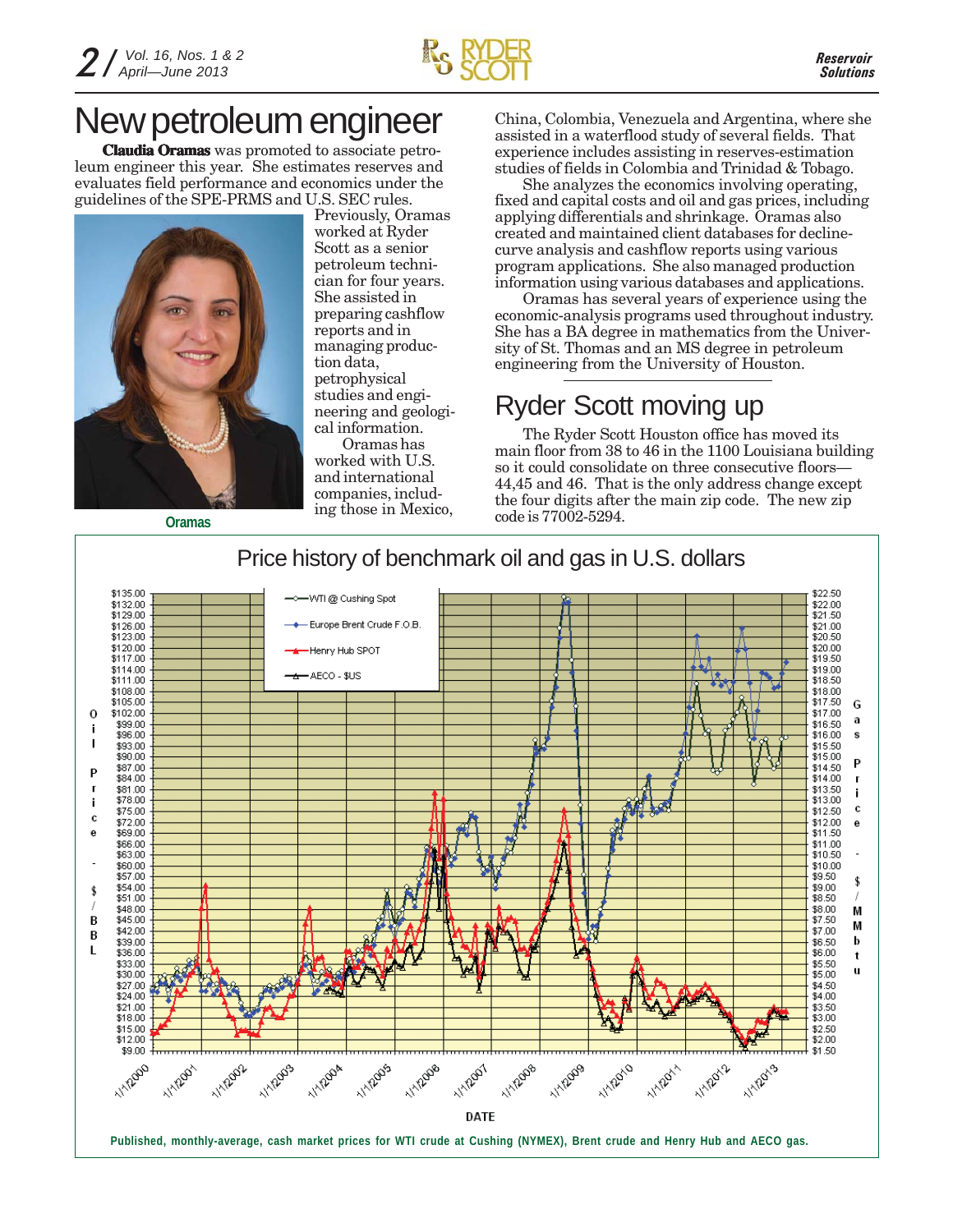# New petroleum engineer

**Claudia Oramas** was promoted to associate petroleum engineer this year. She estimates reserves and evaluates field performance and economics under the guidelines of the SPE-PRMS and U.S. SEC rules.

Oramas

Previously, Oramas worked at Ryder Scott as a senior petroleum technician for four years. She assisted in preparing cashflow reports and in managing production data, petrophysical studies and engineering and geological information.

Oramas has worked with U.S. and international companies, including those in Mexico, China, Colombia, Venezuela and Argentina, where she assisted in a waterflood study of several fields. That experience includes assisting in reserves-estimation studies of fields in Colombia and Trinidad & Tobago.

She analyzes the economics involving operating, fixed and capital costs and oil and gas prices, including applying differentials and shrinkage. Oramas also created and maintained client databases for decline-curve analysis and cashflow reports using various program applications. She also managed production information using various databases and applications.

Oramas has several years of experience using the economic-analysis programs used throughout industry. She has a BA degree in mathematics from the University of St. Thomas and an MS degree in petroleum engineering from the University of Houston.

# Ryder Scott moving up

The Ryder Scott Houston office has moved its main floor from 38 to 46 in the 1100 Louisiana building so it could consolidate on three consecutive floors—44,45 and 46. That is the only address change except the four digits after the main zip code. The new zip code is 77002-5294.

## Price history of benchmark oil and gas in U.S. dollars

Published, monthly-average, cash market prices for WTI crude at Cushing (NYMEX), Brent crude and Henry Hub and AECO gas.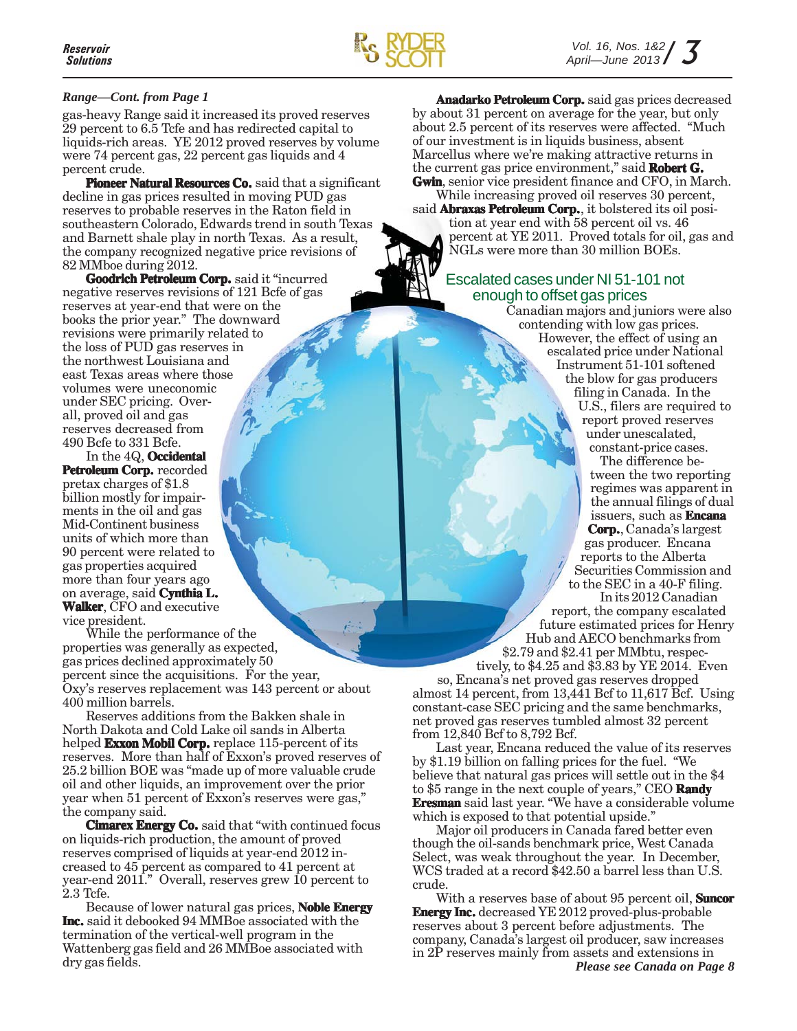*Range—Cont. from Page 1*

gas-heavy Range said it increased its proved reserves 29 percent to 6.5 Tcfe and has redirected capital to liquids-rich areas. YE 2012 proved reserves by volume were 74 percent gas, 22 percent gas liquids and 4 percent crude.

**Pioneer Natural Resources Co.** said that a significant decline in gas prices resulted in moving PUD gas reserves to probable reserves in the Raton field in southeastern Colorado, Edwards trend in south Texas and Barnett shale play in north Texas. As a result, the company recognized negative price revisions of 82 MMboe during 2012.

**Goodrich Petroleum Corp.** said it "incurred negative reserves revisions of 121 Bcfe of gas reserves at year-end that were on the books the prior year." The downward revisions were primarily related to the loss of PUD gas reserves in the northwest Louisiana and east Texas areas where those volumes were uneconomic under SEC pricing. Overall, proved oil and gas reserves decreased from 490 Bcfe to 331 Bcfe.

In the 4Q, **Occidental Petroleum Corp.** recorded pretax charges of $1.8 billion mostly for impairments in the oil and gas Mid-Continent business units of which more than 90 percent were related to gas properties acquired more than four years ago on average, said **Cynthia L. Walker**, CFO and executive vice president.

While the performance of the properties was generally as expected, gas prices declined approximately 50 percent since the acquisitions. For the year, Oxy's reserves replacement was 143 percent or about 400 million barrels.

Reserves additions from the Bakken shale in North Dakota and Cold Lake oil sands in Alberta helped **Exxon Mobil Corp.** replace 115-percent of its reserves. More than half of Exxon's proved reserves of 25.2 billion BOE was "made up of more valuable crude oil and other liquids, an improvement over the prior year when 51 percent of Exxon's reserves were gas," the company said.

**Cimarex Energy Co.** said that "with continued focus on liquids-rich production, the amount of proved reserves comprised of liquids at year-end 2012 increased to 45 percent as compared to 41 percent at year-end 2011." Overall, reserves grew 10 percent to 2.3 Tcfe.

Because of lower natural gas prices, **Noble Energy Inc.** said it debooked 94 MMBoe associated with the termination of the vertical-well program in the Wattenberg gas field and 26 MMBoe associated with dry gas fields.

**Anadarko Petroleum Corp.** said gas prices decreased by about 31 percent on average for the year, but only about 2.5 percent of its reserves were affected. "Much of our investment is in liquids business, absent Marcellus where we're making attractive returns in the current gas price environment," said **Robert G. Gwin**, senior vice president finance and CFO, in March.

While increasing proved oil reserves 30 percent, said **Abraxas Petroleum Corp.**, it bolstered its oil position at year end with 58 percent oil vs. 46 percent at YE 2011. Proved totals for oil, gas and NGLs were more than 30 million BOEs.

## Escalated cases under NI 51-101 not enough to offset gas prices

Canadian majors and juniors were also contending with low gas prices. However, the effect of using an escalated price under National Instrument 51-101 softened the blow for gas producers filing in Canada. In the U.S., filers are required to report proved reserves under unescalated, constant-price cases.

The difference between the two reporting regimes was apparent in the annual filings of dual issuers, such as **Encana Corp.**, Canada's largest gas producer. Encana reports to the Alberta Securities Commission and to the SEC in a 40-F filing.

In its 2012 Canadian report, the company escalated future estimated prices for Henry Hub and AECO benchmarks from $2.79 and $2.41 per MMbtu, respectively, to $4.25 and $3.83 by YE 2014. Even so, Encana's net proved gas reserves dropped almost 14 percent, from 13,441 Bcf to 11,617 Bcf. Using constant-case SEC pricing and the same benchmarks, net proved gas reserves tumbled almost 32 percent from 12,840 Bcf to 8,792 Bcf.

Last year, Encana reduced the value of its reserves by $1.19 billion on falling prices for the fuel. "We believe that natural gas prices will settle out in the $4 to $5 range in the next couple of years," CEO **Randy Eresman** said last year. "We have a considerable volume which is exposed to that potential upside."

Major oil producers in Canada fared better even though the oil-sands benchmark price, West Canada Select, was weak throughout the year. In December, WCS traded at a record $42.50 a barrel less than U.S. crude.

With a reserves base of about 95 percent oil, **Suncor Energy Inc.** decreased YE 2012 proved-plus-probable reserves about 3 percent before adjustments. The company, Canada's largest oil producer, saw increases in 2P reserves mainly from assets and extensions in

***Please see Canada on Page 8***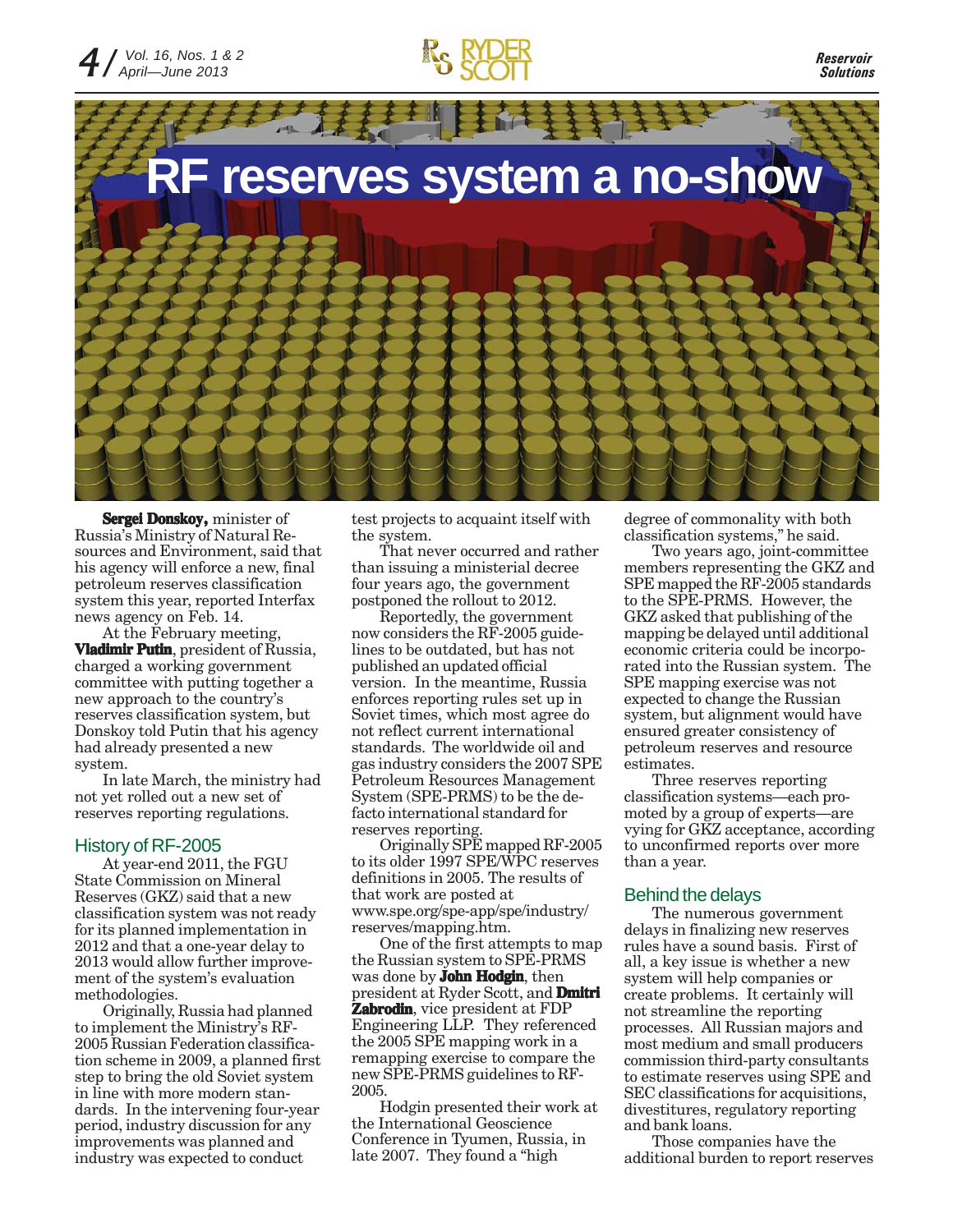# RF reserves system a no-show

**Sergei Donskoy,** minister of Russia's Ministry of Natural Resources and Environment, said that his agency will enforce a new, final petroleum reserves classification system this year, reported Interfax news agency on Feb. 14.

At the February meeting, **Vladimir Putin**, president of Russia, charged a working government committee with putting together a new approach to the country's reserves classification system, but Donskoy told Putin that his agency had already presented a new system.

In late March, the ministry had not yet rolled out a new set of reserves reporting regulations.

## History of RF-2005

At year-end 2011, the FGU State Commission on Mineral Reserves (GKZ) said that a new classification system was not ready for its planned implementation in 2012 and that a one-year delay to 2013 would allow further improvement of the system's evaluation methodologies.

Originally, Russia had planned to implement the Ministry's RF-2005 Russian Federation classification scheme in 2009, a planned first step to bring the old Soviet system in line with more modern standards. In the intervening four-year period, industry discussion for any improvements was planned and industry was expected to conduct test projects to acquaint itself with the system.

That never occurred and rather than issuing a ministerial decree four years ago, the government postponed the rollout to 2012.

Reportedly, the government now considers the RF-2005 guidelines to be outdated, but has not published an updated official version. In the meantime, Russia enforces reporting rules set up in Soviet times, which most agree do not reflect current international standards. The worldwide oil and gas industry considers the 2007 SPE Petroleum Resources Management System (SPE-PRMS) to be the de-facto international standard for reserves reporting.

Originally SPE mapped RF-2005 to its older 1997 SPE/WPC reserves definitions in 2005. The results of that work are posted at www.spe.org/spe-app/spe/industry/reserves/mapping.htm.

One of the first attempts to map the Russian system to SPE-PRMS was done by **John Hodgin**, then president at Ryder Scott, and **Dmitri Zabrodin**, vice president at FDP Engineering LLP. They referenced the 2005 SPE mapping work in a remapping exercise to compare the new SPE-PRMS guidelines to RF-2005.

Hodgin presented their work at the International Geoscience Conference in Tyumen, Russia, in late 2007. They found a "high degree of commonality with both classification systems," he said.

Two years ago, joint-committee members representing the GKZ and SPE mapped the RF-2005 standards to the SPE-PRMS. However, the GKZ asked that publishing of the mapping be delayed until additional economic criteria could be incorporated into the Russian system. The SPE mapping exercise was not expected to change the Russian system, but alignment would have ensured greater consistency of petroleum reserves and resource estimates.

Three reserves reporting classification systems—each promoted by a group of experts—are vying for GKZ acceptance, according to unconfirmed reports over more than a year.

## Behind the delays

The numerous government delays in finalizing new reserves rules have a sound basis. First of all, a key issue is whether a new system will help companies or create problems. It certainly will not streamline the reporting processes. All Russian majors and most medium and small producers commission third-party consultants to estimate reserves using SPE and SEC classifications for acquisitions, divestitures, regulatory reporting and bank loans.

Those companies have the additional burden to report reserves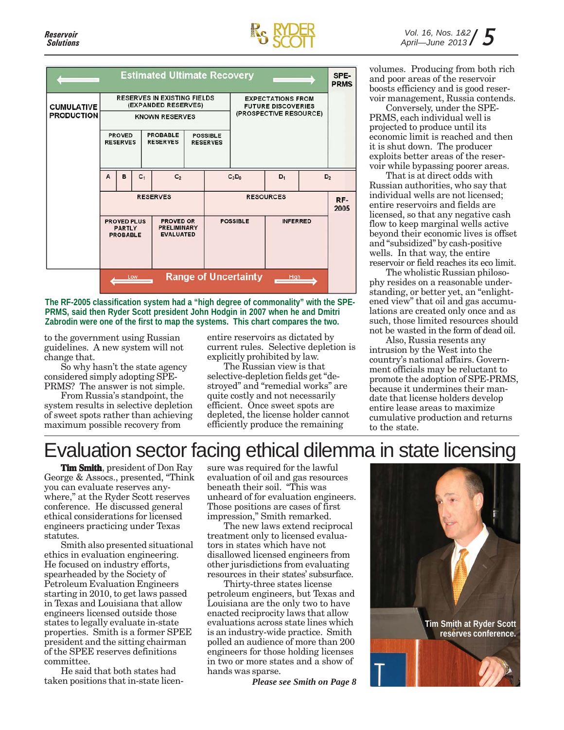| Estimated Ultimate Recovery | | | | | | | | SPE-PRMS |
|---|---|---|---|---|---|---|---|---|
| CUMULATIVE PRODUCTION | RESERVES IN EXISTING FIELDS (EXPANDED RESERVES) | | | | EXPECTATIONS FROM FUTURE DISCOVERIES (PROSPECTIVE RESOURCE) | | | |
| | KNOWN RESERVES | | | | | | | |
| | PROVED RESERVES | PROBABLE RESERVES | POSSIBLE RESERVES | | | | | |
| | A | B | $C_1$ | $C_2$ | $C_3D_0$ | $D_1$ | $D_2$ | |
| | RESERVES | | | | RESOURCES | | | RF-2005 |
| | PROVED PLUS PARTLY PROBABLE | | | PROVED OR PRELIMINARY EVALUATED | POSSIBLE | INFERRED | | |
| | Low — Range of Uncertainty — High | | | | | | | |

The RF-2005 classification system had a "high degree of commonality" with the SPE-PRMS, said then Ryder Scott president John Hodgin in 2007 when he and Dmitri Zabrodin were one of the first to map the systems. This chart compares the two.

to the government using Russian guidelines. A new system will not change that.

So why hasn't the state agency considered simply adopting SPE-PRMS? The answer is not simple.

From Russia's standpoint, the system results in selective depletion of sweet spots rather than achieving maximum possible recovery from entire reservoirs as dictated by current rules. Selective depletion is explicitly prohibited by law.

The Russian view is that selective-depletion fields get "destroyed" and "remedial works" are quite costly and not necessarily efficient. Once sweet spots are depleted, the license holder cannot efficiently produce the remaining volumes. Producing from both rich and poor areas of the reservoir boosts efficiency and is good reservoir management, Russia contends.

Conversely, under the SPE-PRMS, each individual well is projected to produce until its economic limit is reached and then it is shut down. The producer exploits better areas of the reservoir while bypassing poorer areas.

That is at direct odds with Russian authorities, who say that individual wells are not licensed; entire reservoirs and fields are licensed, so that any negative cash flow to keep marginal wells active beyond their economic lives is offset and "subsidized" by cash-positive wells. In that way, the entire reservoir or field reaches its eco limit.

The wholistic Russian philosophy resides on a reasonable understanding, or better yet, an "enlightened view" that oil and gas accumulations are created only once and as such, those limited resources should not be wasted in the form of dead oil.

Also, Russia resents any intrusion by the West into the country's national affairs. Government officials may be reluctant to promote the adoption of SPE-PRMS, because it undermines their mandate that license holders develop entire lease areas to maximize cumulative production and returns to the state.

# Evaluation sector facing ethical dilemma in state licensing

**Tim Smith**, president of Don Ray George & Assocs., presented, "Think you can evaluate reserves anywhere," at the Ryder Scott reserves conference. He discussed general ethical considerations for licensed engineers practicing under Texas statutes.

Smith also presented situational ethics in evaluation engineering. He focused on industry efforts, spearheaded by the Society of Petroleum Evaluation Engineers starting in 2010, to get laws passed in Texas and Louisiana that allow engineers licensed outside those states to legally evaluate in-state properties. Smith is a former SPEE president and the sitting chairman of the SPEE reserves definitions committee.

He said that both states had taken positions that in-state licensure was required for the lawful evaluation of oil and gas resources beneath their soil. "This was unheard of for evaluation engineers. Those positions are cases of first impression," Smith remarked.

The new laws extend reciprocal treatment only to licensed evaluators in states which have not disallowed licensed engineers from other jurisdictions from evaluating resources in their states' subsurface.

Thirty-three states license petroleum engineers, but Texas and Louisiana are the only two to have enacted reciprocity laws that allow evaluations across state lines which is an industry-wide practice. Smith polled an audience of more than 200 engineers for those holding licenses in two or more states and a show of hands was sparse.

*Please see Smith on Page 8*

Tim Smith at Ryder Scott reserves conference.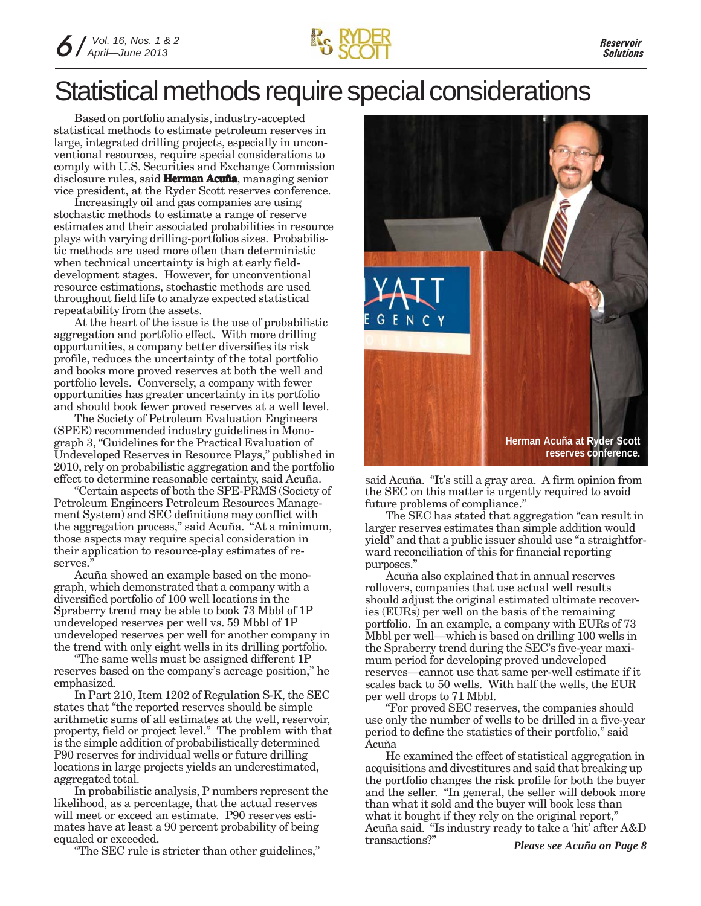# Statistical methods require special considerations

Based on portfolio analysis, industry-accepted statistical methods to estimate petroleum reserves in large, integrated drilling projects, especially in unconventional resources, require special considerations to comply with U.S. Securities and Exchange Commission disclosure rules, said **Herman Acuña**, managing senior vice president, at the Ryder Scott reserves conference.

Increasingly oil and gas companies are using stochastic methods to estimate a range of reserve estimates and their associated probabilities in resource plays with varying drilling-portfolios sizes. Probabilistic methods are used more often than deterministic when technical uncertainty is high at early field-development stages. However, for unconventional resource estimations, stochastic methods are used throughout field life to analyze expected statistical repeatability from the assets.

At the heart of the issue is the use of probabilistic aggregation and portfolio effect. With more drilling opportunities, a company better diversifies its risk profile, reduces the uncertainty of the total portfolio and books more proved reserves at both the well and portfolio levels. Conversely, a company with fewer opportunities has greater uncertainty in its portfolio and should book fewer proved reserves at a well level.

The Society of Petroleum Evaluation Engineers (SPEE) recommended industry guidelines in Monograph 3, "Guidelines for the Practical Evaluation of Undeveloped Reserves in Resource Plays," published in 2010, rely on probabilistic aggregation and the portfolio effect to determine reasonable certainty, said Acuña.

"Certain aspects of both the SPE-PRMS (Society of Petroleum Engineers Petroleum Resources Management System) and SEC definitions may conflict with the aggregation process," said Acuña. "At a minimum, those aspects may require special consideration in their application to resource-play estimates of reserves."

Acuña showed an example based on the monograph, which demonstrated that a company with a diversified portfolio of 100 well locations in the Spraberry trend may be able to book 73 Mbbl of 1P undeveloped reserves per well vs. 59 Mbbl of 1P undeveloped reserves per well for another company in the trend with only eight wells in its drilling portfolio.

"The same wells must be assigned different 1P reserves based on the company's acreage position," he emphasized.

In Part 210, Item 1202 of Regulation S-K, the SEC states that "the reported reserves should be simple arithmetic sums of all estimates at the well, reservoir, property, field or project level." The problem with that is the simple addition of probabilistically determined P90 reserves for individual wells or future drilling locations in large projects yields an underestimated, aggregated total.

In probabilistic analysis, P numbers represent the likelihood, as a percentage, that the actual reserves will meet or exceed an estimate. P90 reserves estimates have at least a 90 percent probability of being equaled or exceeded.

"The SEC rule is stricter than other guidelines," said Acuña. "It's still a gray area. A firm opinion from the SEC on this matter is urgently required to avoid future problems of compliance."

Herman Acuña at Ryder Scott reserves conference.

The SEC has stated that aggregation "can result in larger reserves estimates than simple addition would yield" and that a public issuer should use "a straightforward reconciliation of this for financial reporting purposes."

Acuña also explained that in annual reserves rollovers, companies that use actual well results should adjust the original estimated ultimate recoveries (EURs) per well on the basis of the remaining portfolio. In an example, a company with EURs of 73 Mbbl per well—which is based on drilling 100 wells in the Spraberry trend during the SEC's five-year maximum period for developing proved undeveloped reserves—cannot use that same per-well estimate if it scales back to 50 wells. With half the wells, the EUR per well drops to 71 Mbbl.

"For proved SEC reserves, the companies should use only the number of wells to be drilled in a five-year period to define the statistics of their portfolio," said Acuña

He examined the effect of statistical aggregation in acquisitions and divestitures and said that breaking up the portfolio changes the risk profile for both the buyer and the seller. "In general, the seller will debook more than what it sold and the buyer will book less than what it bought if they rely on the original report," Acuña said. "Is industry ready to take a 'hit' after A&D transactions?"

*Please see Acuña on Page 8*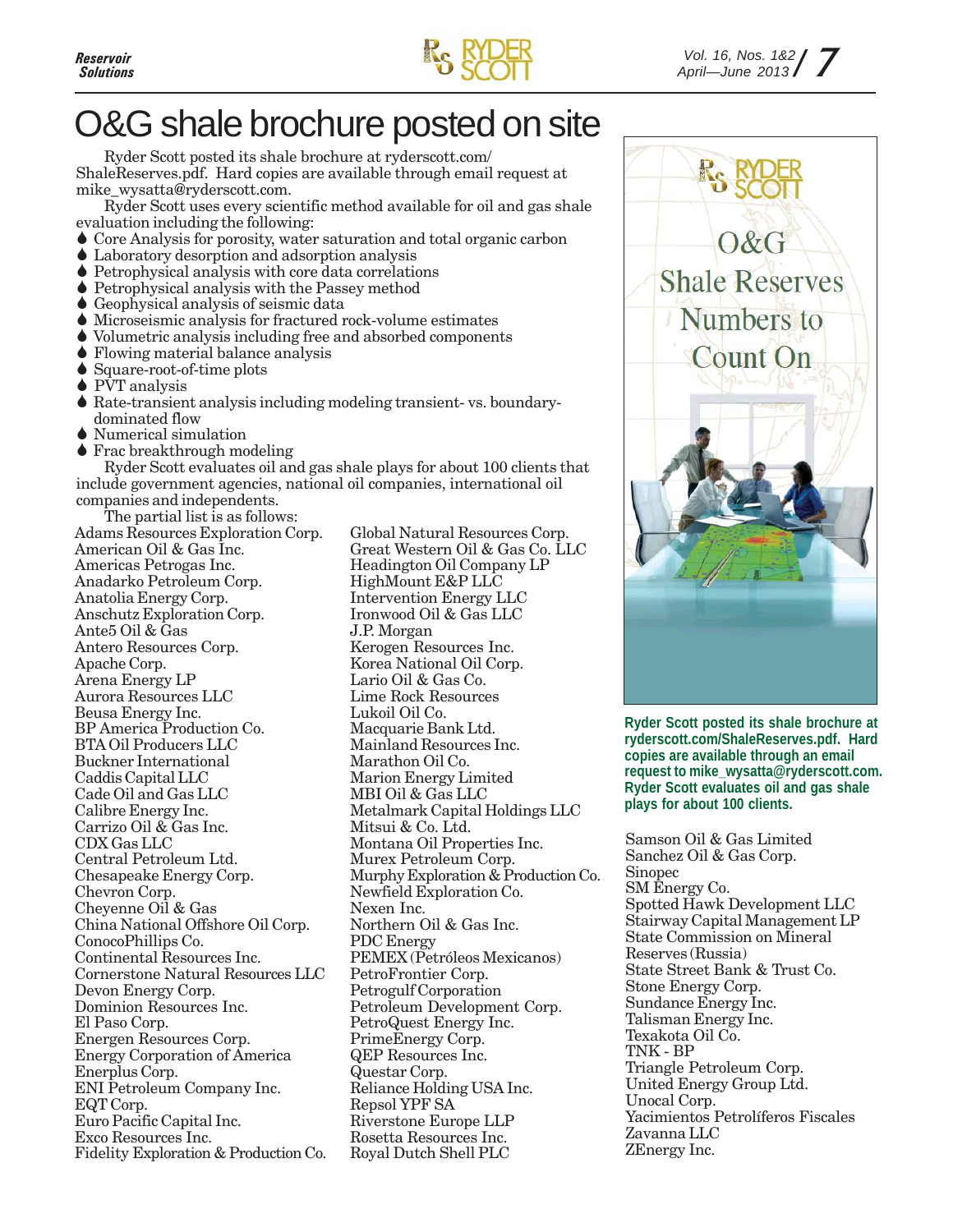# O&G shale brochure posted on site

Ryder Scott posted its shale brochure at ryderscott.com/ShaleReserves.pdf. Hard copies are available through email request at mike_wysatta@ryderscott.com.

Ryder Scott uses every scientific method available for oil and gas shale evaluation including the following:

- Core Analysis for porosity, water saturation and total organic carbon
- Laboratory desorption and adsorption analysis
- Petrophysical analysis with core data correlations
- Petrophysical analysis with the Passey method
- Geophysical analysis of seismic data
- Microseismic analysis for fractured rock-volume estimates
- Volumetric analysis including free and absorbed components
- Flowing material balance analysis
- Square-root-of-time plots
- PVT analysis
- Rate-transient analysis including modeling transient- vs. boundary-dominated flow
- Numerical simulation
- Frac breakthrough modeling

Ryder Scott evaluates oil and gas shale plays for about 100 clients that include government agencies, national oil companies, international oil companies and independents.

The partial list is as follows:

Adams Resources Exploration Corp.
American Oil & Gas Inc.
Americas Petrogas Inc.
Anadarko Petroleum Corp.
Anatolia Energy Corp.
Anschutz Exploration Corp.
Ante5 Oil & Gas
Antero Resources Corp.
Apache Corp.
Arena Energy LP
Aurora Resources LLC
Beusa Energy Inc.
BP America Production Co.
BTA Oil Producers LLC
Buckner International
Caddis Capital LLC
Cade Oil and Gas LLC
Calibre Energy Inc.
Carrizo Oil & Gas Inc.
CDX Gas LLC
Central Petroleum Ltd.
Chesapeake Energy Corp.
Chevron Corp.
Cheyenne Oil & Gas
China National Offshore Oil Corp.
ConocoPhillips Co.
Continental Resources Inc.
Cornerstone Natural Resources LLC
Devon Energy Corp.
Dominion Resources Inc.
El Paso Corp.
Energen Resources Corp.
Energy Corporation of America
Enerplus Corp.
ENI Petroleum Company Inc.
EQT Corp.
Euro Pacific Capital Inc.
Exco Resources Inc.
Fidelity Exploration & Production Co.
Global Natural Resources Corp.
Great Western Oil & Gas Co. LLC
Headington Oil Company LP
HighMount E&P LLC
Intervention Energy LLC
Ironwood Oil & Gas LLC
J.P. Morgan
Kerogen Resources Inc.
Korea National Oil Corp.
Lario Oil & Gas Co.
Lime Rock Resources
Lukoil Oil Co.
Macquarie Bank Ltd.
Mainland Resources Inc.
Marathon Oil Co.
Marion Energy Limited
MBI Oil & Gas LLC
Metalmark Capital Holdings LLC
Mitsui & Co. Ltd.
Montana Oil Properties Inc.
Murex Petroleum Corp.
Murphy Exploration & Production Co.
Newfield Exploration Co.
Nexen Inc.
Northern Oil & Gas Inc.
PDC Energy
PEMEX (Petróleos Mexicanos)
PetroFrontier Corp.
Petrogulf Corporation
Petroleum Development Corp.
PetroQuest Energy Inc.
PrimeEnergy Corp.
QEP Resources Inc.
Questar Corp.
Reliance Holding USA Inc.
Repsol YPF SA
Riverstone Europe LLP
Rosetta Resources Inc.
Royal Dutch Shell PLC
Samson Oil & Gas Limited
Sanchez Oil & Gas Corp.
Sinopec
SM Energy Co.
Spotted Hawk Development LLC
Stairway Capital Management LP
State Commission on Mineral Reserves (Russia)
State Street Bank & Trust Co.
Stone Energy Corp.
Sundance Energy Inc.
Talisman Energy Inc.
Texakota Oil Co.
TNK - BP
Triangle Petroleum Corp.
United Energy Group Ltd.
Unocal Corp.
Yacimientos Petrolíferos Fiscales
Zavanna LLC
ZEnergy Inc.

**Ryder Scott posted its shale brochure at ryderscott.com/ShaleReserves.pdf. Hard copies are available through an email request to mike_wysatta@ryderscott.com. Ryder Scott evaluates oil and gas shale plays for about 100 clients.**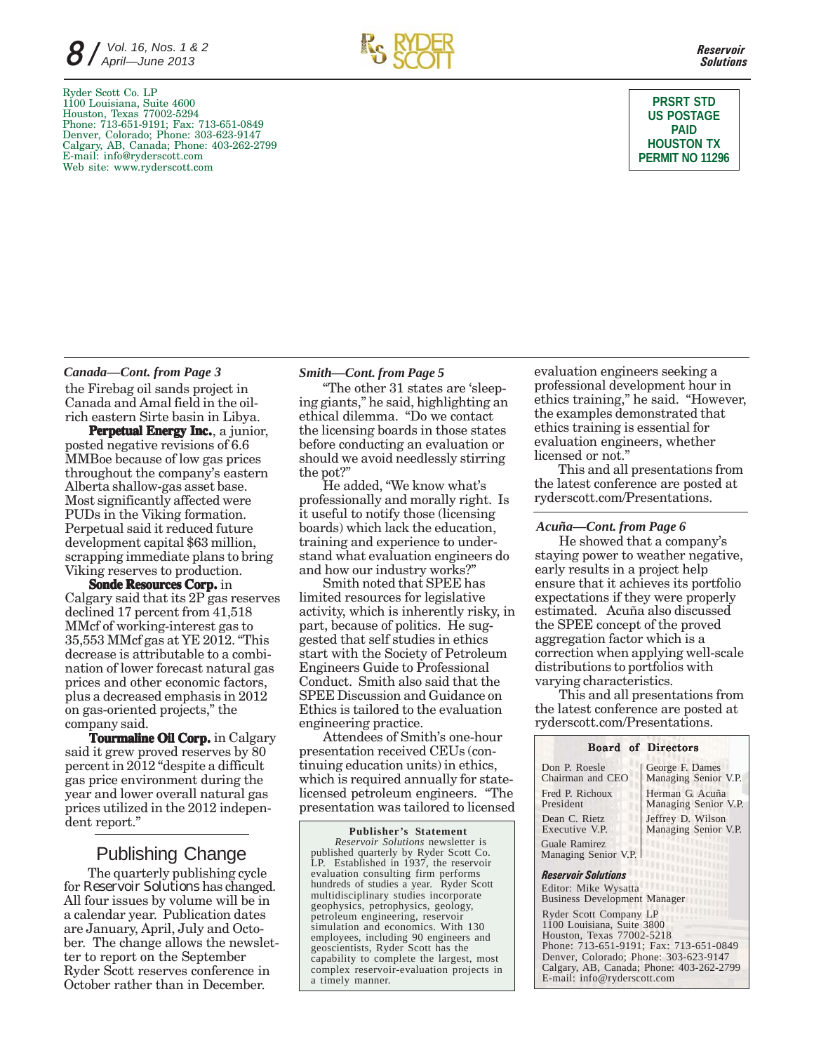Ryder Scott Co. LP
1100 Louisiana, Suite 4600
Houston, Texas 77002-5294
Phone: 713-651-9191; Fax: 713-651-0849
Denver, Colorado; Phone: 303-623-9147
Calgary, AB, Canada; Phone: 403-262-2799
E-mail: info@ryderscott.com
Web site: www.ryderscott.com

PRSRT STD
US POSTAGE
PAID
HOUSTON TX
PERMIT NO 11296

***Canada—Cont. from Page 3***

the Firebag oil sands project in Canada and Amal field in the oil-rich eastern Sirte basin in Libya.

**Perpetual Energy Inc.**, a junior, posted negative revisions of 6.6 MMBoe because of low gas prices throughout the company's eastern Alberta shallow-gas asset base. Most significantly affected were PUDs in the Viking formation. Perpetual said it reduced future development capital $63 million, scrapping immediate plans to bring Viking reserves to production.

**Sonde Resources Corp.** in Calgary said that its 2P gas reserves declined 17 percent from 41,518 MMcf of working-interest gas to 35,553 MMcf gas at YE 2012. "This decrease is attributable to a combination of lower forecast natural gas prices and other economic factors, plus a decreased emphasis in 2012 on gas-oriented projects," the company said.

**Tourmaline Oil Corp.** in Calgary said it grew proved reserves by 80 percent in 2012 "despite a difficult gas price environment during the year and lower overall natural gas prices utilized in the 2012 independent report."

## Publishing Change

The quarterly publishing cycle for *Reservoir Solutions* has changed. All four issues by volume will be in a calendar year. Publication dates are January, April, July and October. The change allows the newsletter to report on the September Ryder Scott reserves conference in October rather than in December.

***Smith—Cont. from Page 5***

"The other 31 states are 'sleeping giants," he said, highlighting an ethical dilemma. "Do we contact the licensing boards in those states before conducting an evaluation or should we avoid needlessly stirring the pot?"

He added, "We know what's professionally and morally right. Is it useful to notify those (licensing boards) which lack the education, training and experience to understand what evaluation engineers do and how our industry works?"

Smith noted that SPEE has limited resources for legislative activity, which is inherently risky, in part, because of politics. He suggested that self studies in ethics start with the Society of Petroleum Engineers Guide to Professional Conduct. Smith also said that the SPEE Discussion and Guidance on Ethics is tailored to the evaluation engineering practice.

Attendees of Smith's one-hour presentation received CEUs (continuing education units) in ethics, which is required annually for state-licensed petroleum engineers. "The presentation was tailored to licensed evaluation engineers seeking a professional development hour in ethics training," he said. "However, the examples demonstrated that ethics training is essential for evaluation engineers, whether licensed or not."

This and all presentations from the latest conference are posted at ryderscott.com/Presentations.

***Acuña—Cont. from Page 6***

He showed that a company's staying power to weather negative, early results in a project help ensure that it achieves its portfolio expectations if they were properly estimated. Acuña also discussed the SPEE concept of the proved aggregation factor which is a correction when applying well-scale distributions to portfolios with varying characteristics.

This and all presentations from the latest conference are posted at ryderscott.com/Presentations.

**Publisher's Statement**

*Reservoir Solutions* newsletter is published quarterly by Ryder Scott Co. LP. Established in 1937, the reservoir evaluation consulting firm performs hundreds of studies a year. Ryder Scott multidisciplinary studies incorporate geophysics, petrophysics, geology, petroleum engineering, reservoir simulation and economics. With 130 employees, including 90 engineers and geoscientists, Ryder Scott has the capability to complete the largest, most complex reservoir-evaluation projects in a timely manner.

**Board of Directors**

Don P. Roesle
Chairman and CEO

Fred P. Richoux
President

Dean C. Rietz
Executive V.P.

Guale Ramirez
Managing Senior V.P.

George F. Dames
Managing Senior V.P.

Herman G. Acuña
Managing Senior V.P.

Jeffrey D. Wilson
Managing Senior V.P.

***Reservoir Solutions***

Editor: Mike Wysatta
Business Development Manager

Ryder Scott Company LP
1100 Louisiana, Suite 3800
Houston, Texas 77002-5218
Phone: 713-651-9191; Fax: 713-651-0849
Denver, Colorado; Phone: 303-623-9147
Calgary, AB, Canada; Phone: 403-262-2799
E-mail: info@ryderscott.com